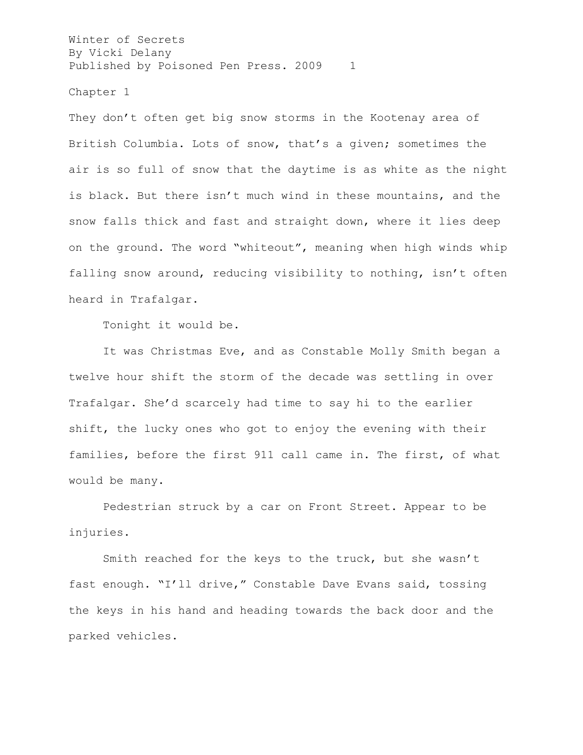Winter of Secrets
By Vicki Delany
Published by Poisoned Pen Press. 2009

## Chapter 1

They don't often get big snow storms in the Kootenay area of British Columbia. Lots of snow, that's a given; sometimes the air is so full of snow that the daytime is as white as the night is black. But there isn't much wind in these mountains, and the snow falls thick and fast and straight down, where it lies deep on the ground. The word "whiteout", meaning when high winds whip falling snow around, reducing visibility to nothing, isn't often heard in Trafalgar.

Tonight it would be.

It was Christmas Eve, and as Constable Molly Smith began a twelve hour shift the storm of the decade was settling in over Trafalgar. She'd scarcely had time to say hi to the earlier shift, the lucky ones who got to enjoy the evening with their families, before the first 911 call came in. The first, of what would be many.

Pedestrian struck by a car on Front Street. Appear to be injuries.

Smith reached for the keys to the truck, but she wasn't fast enough. "I'll drive," Constable Dave Evans said, tossing the keys in his hand and heading towards the back door and the parked vehicles.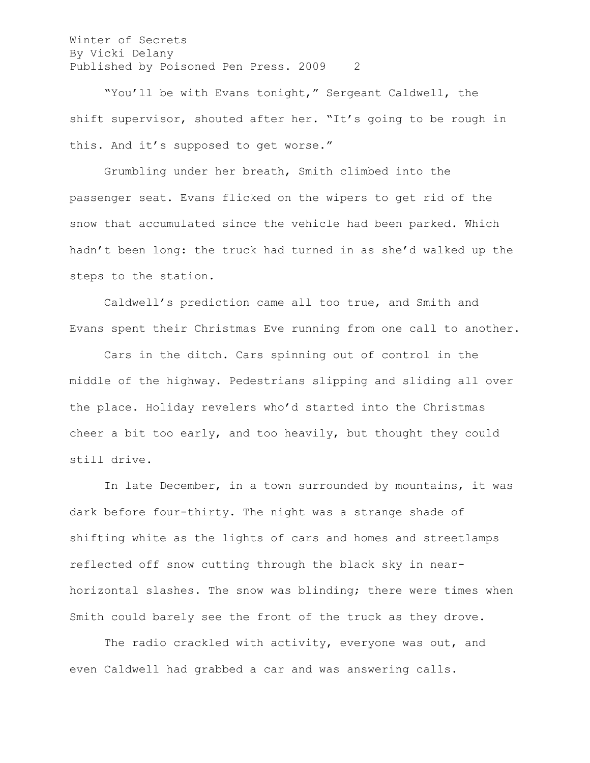"You'll be with Evans tonight," Sergeant Caldwell, the shift supervisor, shouted after her. "It's going to be rough in this. And it's supposed to get worse."

Grumbling under her breath, Smith climbed into the passenger seat. Evans flicked on the wipers to get rid of the snow that accumulated since the vehicle had been parked. Which hadn't been long: the truck had turned in as she'd walked up the steps to the station.

Caldwell's prediction came all too true, and Smith and Evans spent their Christmas Eve running from one call to another.

Cars in the ditch. Cars spinning out of control in the middle of the highway. Pedestrians slipping and sliding all over the place. Holiday revelers who'd started into the Christmas cheer a bit too early, and too heavily, but thought they could still drive.

In late December, in a town surrounded by mountains, it was dark before four-thirty. The night was a strange shade of shifting white as the lights of cars and homes and streetlamps reflected off snow cutting through the black sky in near-horizontal slashes. The snow was blinding; there were times when Smith could barely see the front of the truck as they drove.

The radio crackled with activity, everyone was out, and even Caldwell had grabbed a car and was answering calls.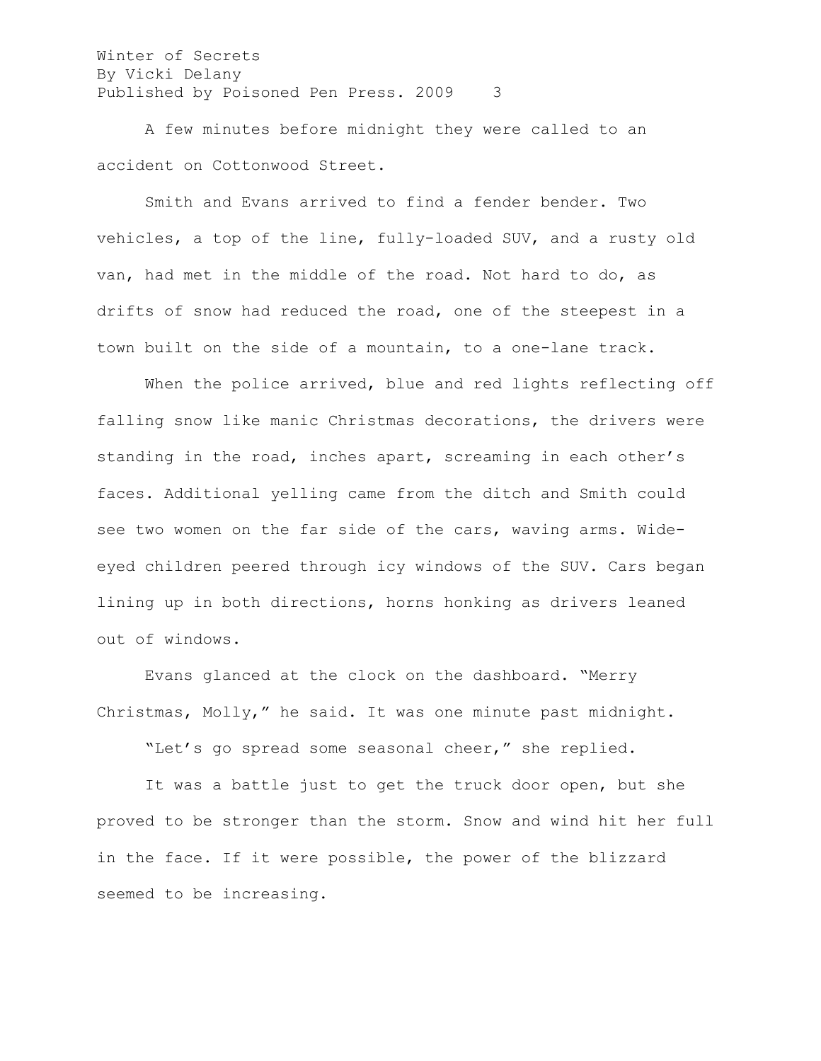A few minutes before midnight they were called to an accident on Cottonwood Street.

Smith and Evans arrived to find a fender bender. Two vehicles, a top of the line, fully-loaded SUV, and a rusty old van, had met in the middle of the road. Not hard to do, as drifts of snow had reduced the road, one of the steepest in a town built on the side of a mountain, to a one-lane track.

When the police arrived, blue and red lights reflecting off falling snow like manic Christmas decorations, the drivers were standing in the road, inches apart, screaming in each other's faces. Additional yelling came from the ditch and Smith could see two women on the far side of the cars, waving arms. Wide-eyed children peered through icy windows of the SUV. Cars began lining up in both directions, horns honking as drivers leaned out of windows.

Evans glanced at the clock on the dashboard. "Merry Christmas, Molly," he said. It was one minute past midnight.

"Let's go spread some seasonal cheer," she replied.

It was a battle just to get the truck door open, but she proved to be stronger than the storm. Snow and wind hit her full in the face. If it were possible, the power of the blizzard seemed to be increasing.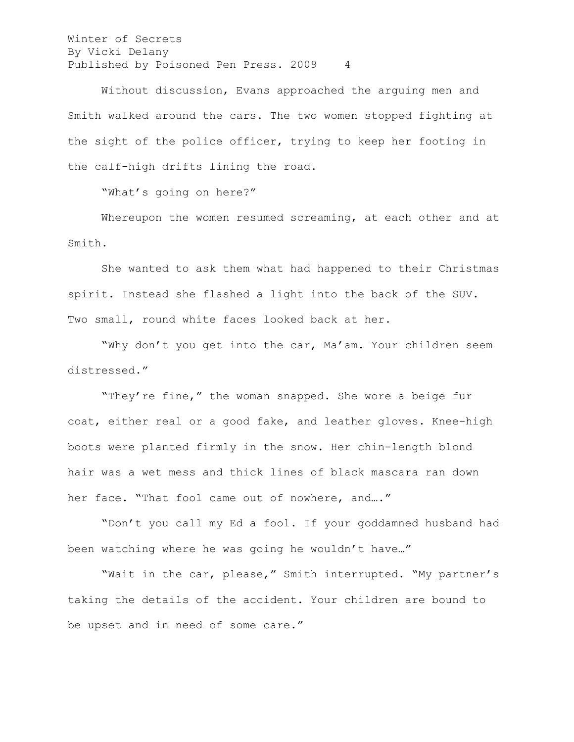Without discussion, Evans approached the arguing men and Smith walked around the cars. The two women stopped fighting at the sight of the police officer, trying to keep her footing in the calf-high drifts lining the road.

"What's going on here?"

Whereupon the women resumed screaming, at each other and at Smith.

She wanted to ask them what had happened to their Christmas spirit. Instead she flashed a light into the back of the SUV. Two small, round white faces looked back at her.

"Why don't you get into the car, Ma'am. Your children seem distressed."

"They're fine," the woman snapped. She wore a beige fur coat, either real or a good fake, and leather gloves. Knee-high boots were planted firmly in the snow. Her chin-length blond hair was a wet mess and thick lines of black mascara ran down her face. "That fool came out of nowhere, and…."

"Don't you call my Ed a fool. If your goddamned husband had been watching where he was going he wouldn't have…"

"Wait in the car, please," Smith interrupted. "My partner's taking the details of the accident. Your children are bound to be upset and in need of some care."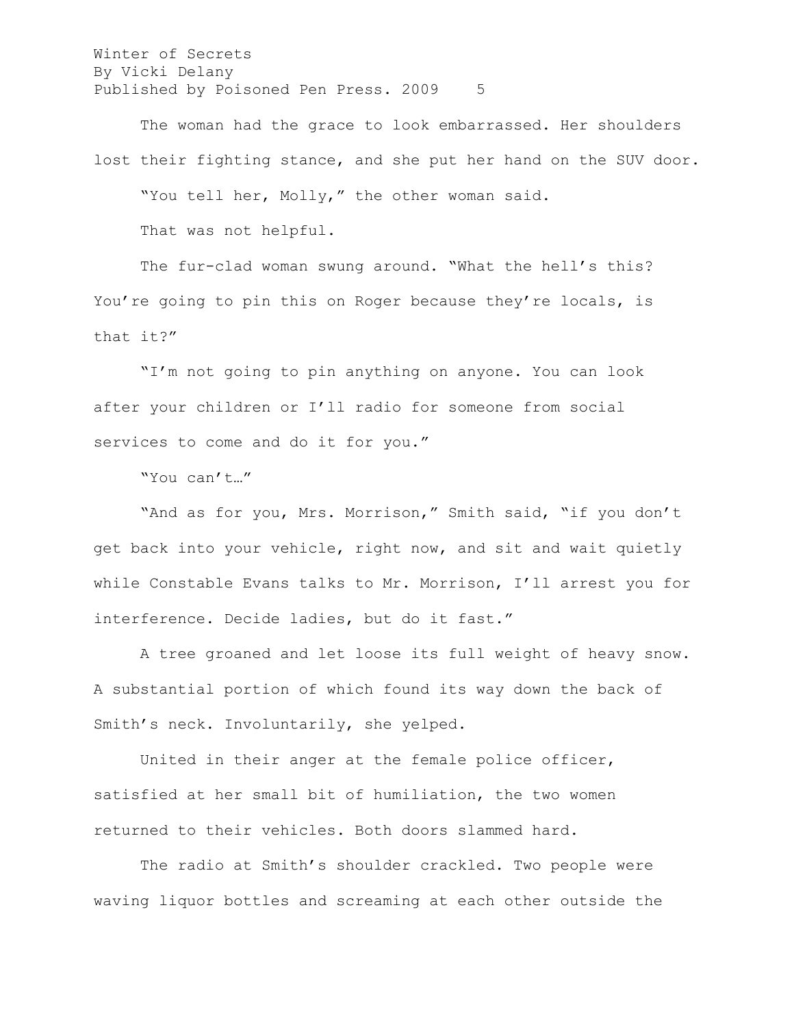The woman had the grace to look embarrassed. Her shoulders lost their fighting stance, and she put her hand on the SUV door.

"You tell her, Molly," the other woman said.

That was not helpful.

The fur-clad woman swung around. "What the hell's this? You're going to pin this on Roger because they're locals, is that it?"

"I'm not going to pin anything on anyone. You can look after your children or I'll radio for someone from social services to come and do it for you."

"You can't…"

"And as for you, Mrs. Morrison," Smith said, "if you don't get back into your vehicle, right now, and sit and wait quietly while Constable Evans talks to Mr. Morrison, I'll arrest you for interference. Decide ladies, but do it fast."

A tree groaned and let loose its full weight of heavy snow. A substantial portion of which found its way down the back of Smith's neck. Involuntarily, she yelped.

United in their anger at the female police officer, satisfied at her small bit of humiliation, the two women returned to their vehicles. Both doors slammed hard.

The radio at Smith's shoulder crackled. Two people were waving liquor bottles and screaming at each other outside the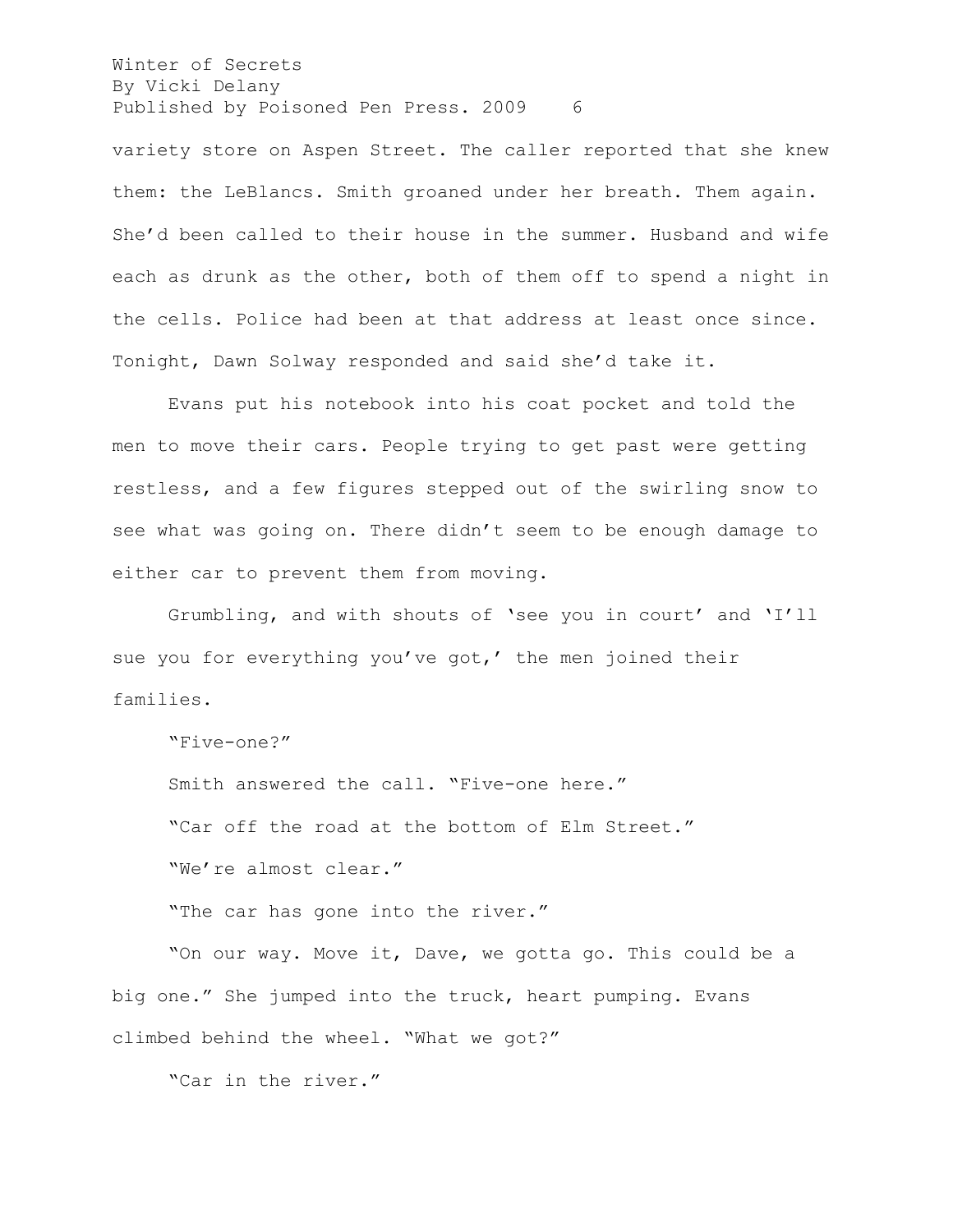variety store on Aspen Street. The caller reported that she knew them: the LeBlancs. Smith groaned under her breath. Them again. She'd been called to their house in the summer. Husband and wife each as drunk as the other, both of them off to spend a night in the cells. Police had been at that address at least once since. Tonight, Dawn Solway responded and said she'd take it.

Evans put his notebook into his coat pocket and told the men to move their cars. People trying to get past were getting restless, and a few figures stepped out of the swirling snow to see what was going on. There didn't seem to be enough damage to either car to prevent them from moving.

Grumbling, and with shouts of 'see you in court' and 'I'll sue you for everything you've got,' the men joined their families.

"Five-one?"

Smith answered the call. "Five-one here."

"Car off the road at the bottom of Elm Street."

"We're almost clear."

"The car has gone into the river."

"On our way. Move it, Dave, we gotta go. This could be a big one." She jumped into the truck, heart pumping. Evans climbed behind the wheel. "What we got?"

"Car in the river."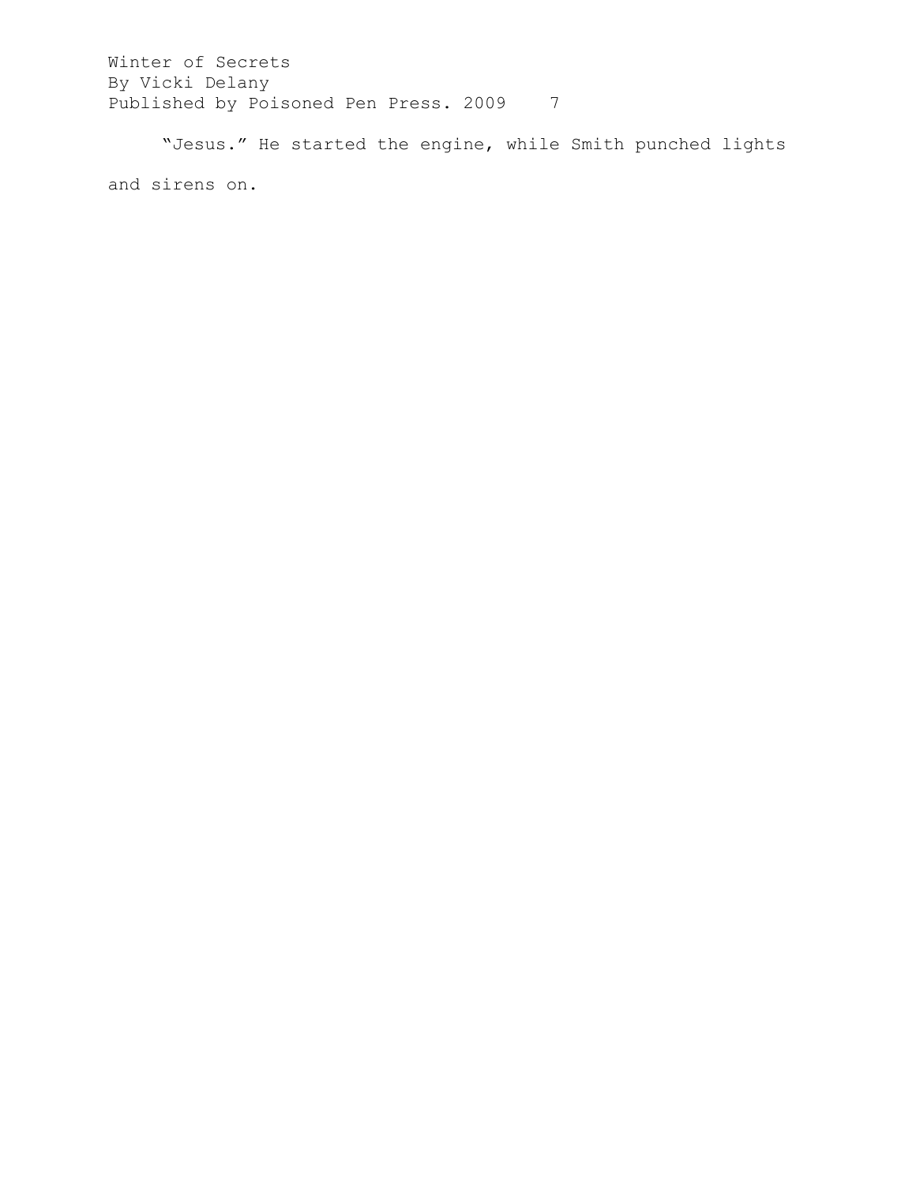"Jesus." He started the engine, while Smith punched lights and sirens on.